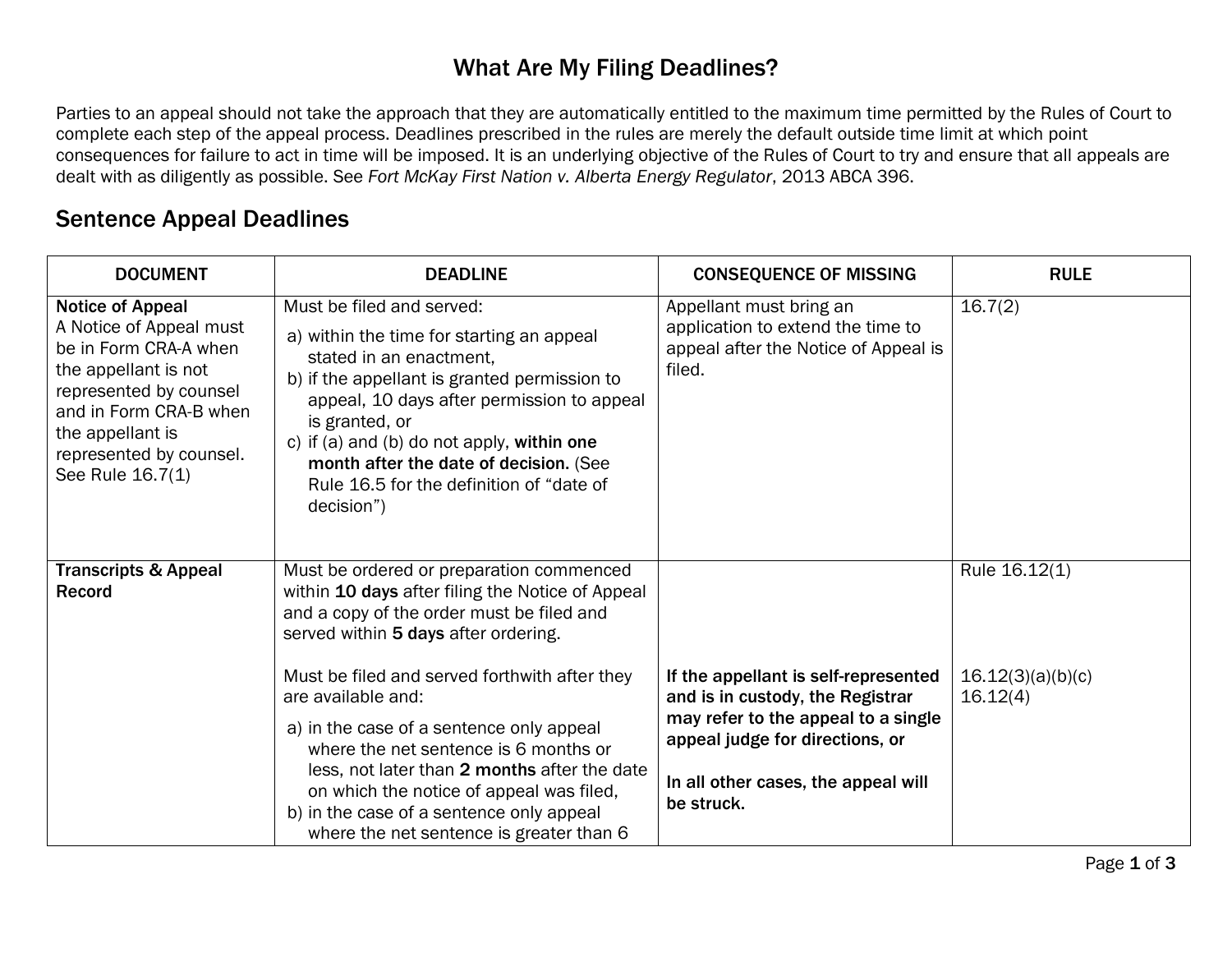# What Are My Filing Deadlines?

Parties to an appeal should not take the approach that they are automatically entitled to the maximum time permitted by the Rules of Court to complete each step of the appeal process. Deadlines prescribed in the rules are merely the default outside time limit at which point consequences for failure to act in time will be imposed. It is an underlying objective of the Rules of Court to try and ensure that all appeals are dealt with as diligently as possible. See *Fort McKay First Nation v. Alberta Energy Regulator*, 2013 ABCA 396.

## Sentence Appeal Deadlines

| DOCUMENT | DEADLINE | CONSEQUENCE OF MISSING | RULE |
|---|---|---|---|
| **Notice of Appeal**<br>A Notice of Appeal must be in Form CRA-A when the appellant is not represented by counsel and in Form CRA-B when the appellant is represented by counsel. See Rule 16.7(1) | Must be filed and served:<br>a) within the time for starting an appeal stated in an enactment,<br>b) if the appellant is granted permission to appeal, 10 days after permission to appeal is granted, or<br>c) if (a) and (b) do not apply, **within one month after the date of decision.** (See Rule 16.5 for the definition of "date of decision") | Appellant must bring an application to extend the time to appeal after the Notice of Appeal is filed. | 16.7(2) |
| **Transcripts & Appeal Record** | Must be ordered or preparation commenced within **10 days** after filing the Notice of Appeal and a copy of the order must be filed and served within **5 days** after ordering. | | Rule 16.12(1) |
| | Must be filed and served forthwith after they are available and:<br>a) in the case of a sentence only appeal where the net sentence is 6 months or less, not later than **2 months** after the date on which the notice of appeal was filed,<br>b) in the case of a sentence only appeal where the net sentence is greater than 6 | **If the appellant is self-represented and is in custody, the Registrar may refer to the appeal to a single appeal judge for directions, or**<br><br>**In all other cases, the appeal will be struck.** | 16.12(3)(a)(b)(c)<br>16.12(4) |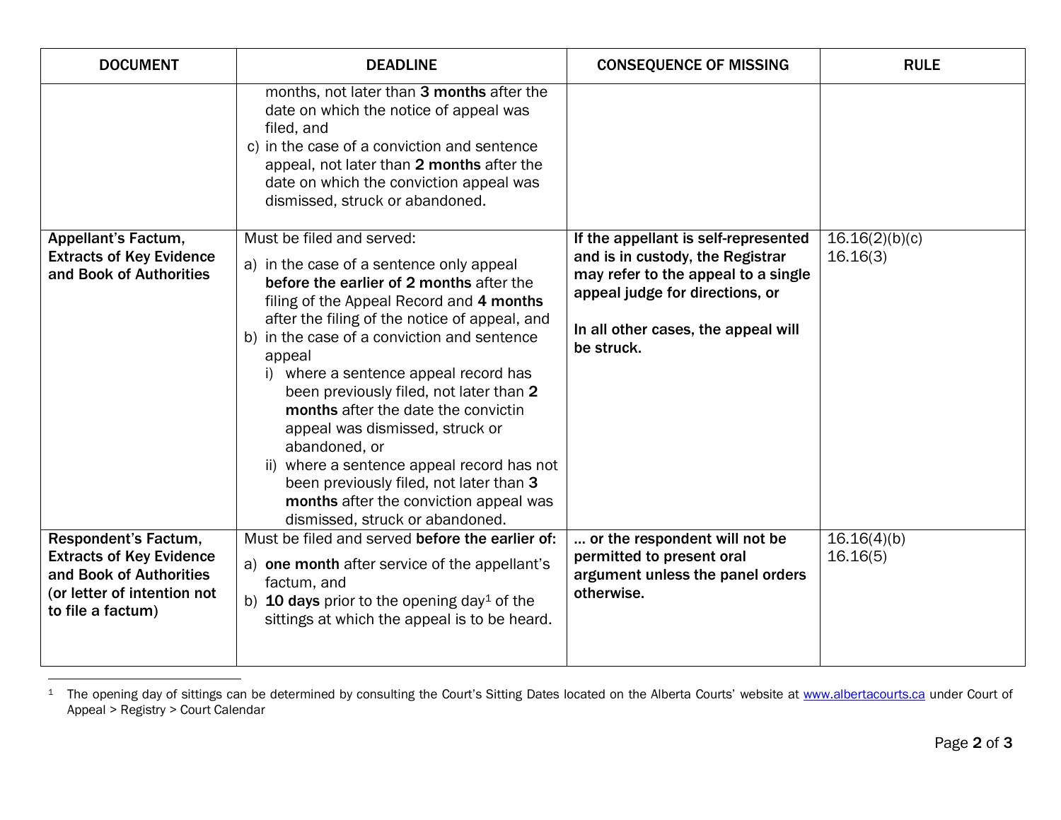| DOCUMENT | DEADLINE | CONSEQUENCE OF MISSING | RULE |
|---|---|---|---|
| | months, not later than **3 months** after the date on which the notice of appeal was filed, and<br>c) in the case of a conviction and sentence appeal, not later than **2 months** after the date on which the conviction appeal was dismissed, struck or abandoned. | | |
| **Appellant's Factum, Extracts of Key Evidence and Book of Authorities** | Must be filed and served:<br>a) in the case of a sentence only appeal **before the earlier of 2 months** after the filing of the Appeal Record and **4 months** after the filing of the notice of appeal, and<br>b) in the case of a conviction and sentence appeal<br>i) where a sentence appeal record has been previously filed, not later than **2 months** after the date the convictin appeal was dismissed, struck or abandoned, or<br>ii) where a sentence appeal record has not been previously filed, not later than **3 months** after the conviction appeal was dismissed, struck or abandoned. | **If the appellant is self-represented and is in custody, the Registrar may refer to the appeal to a single appeal judge for directions, or**<br><br>**In all other cases, the appeal will be struck.** | 16.16(2)(b)(c)<br>16.16(3) |
| **Respondent's Factum, Extracts of Key Evidence and Book of Authorities (or letter of intention not to file a factum)** | Must be filed and served **before the earlier of:**<br>a) **one month** after service of the appellant's factum, and<br>b) **10 days** prior to the opening day[1] of the sittings at which the appeal is to be heard. | **… or the respondent will not be permitted to present oral argument unless the panel orders otherwise.** | 16.16(4)(b)<br>16.16(5) |

[1] The opening day of sittings can be determined by consulting the Court's Sitting Dates located on the Alberta Courts' website at www.albertacourts.ca under Court of Appeal > Registry > Court Calendar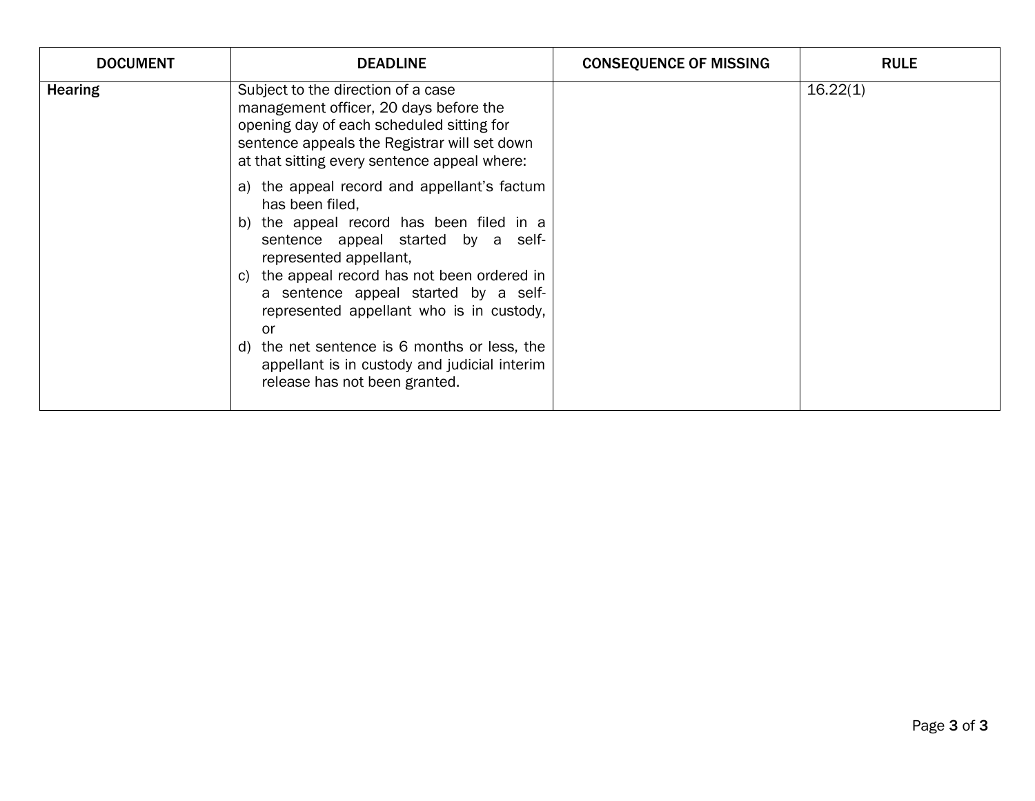| DOCUMENT | DEADLINE | CONSEQUENCE OF MISSING | RULE |
|---|---|---|---|
| **Hearing** | Subject to the direction of a case management officer, 20 days before the opening day of each scheduled sitting for sentence appeals the Registrar will set down at that sitting every sentence appeal where:<br>a) the appeal record and appellant's factum has been filed,<br>b) the appeal record has been filed in a sentence appeal started by a self-represented appellant,<br>c) the appeal record has not been ordered in a sentence appeal started by a self-represented appellant who is in custody, or<br>d) the net sentence is 6 months or less, the appellant is in custody and judicial interim release has not been granted. | | 16.22(1) |